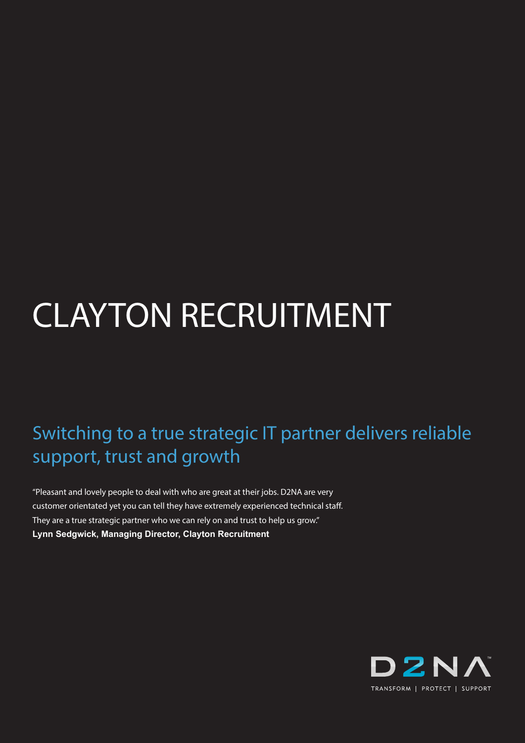# CLAYTON RECRUITMENT

## Switching to a true strategic IT partner delivers reliable support, trust and growth

"Pleasant and lovely people to deal with who are great at their jobs. D2NA are very customer orientated yet you can tell they have extremely experienced technical staff. They are a true strategic partner who we can rely on and trust to help us grow."
**Lynn Sedgwick, Managing Director, Clayton Recruitment**

D2NA™
TRANSFORM | PROTECT | SUPPORT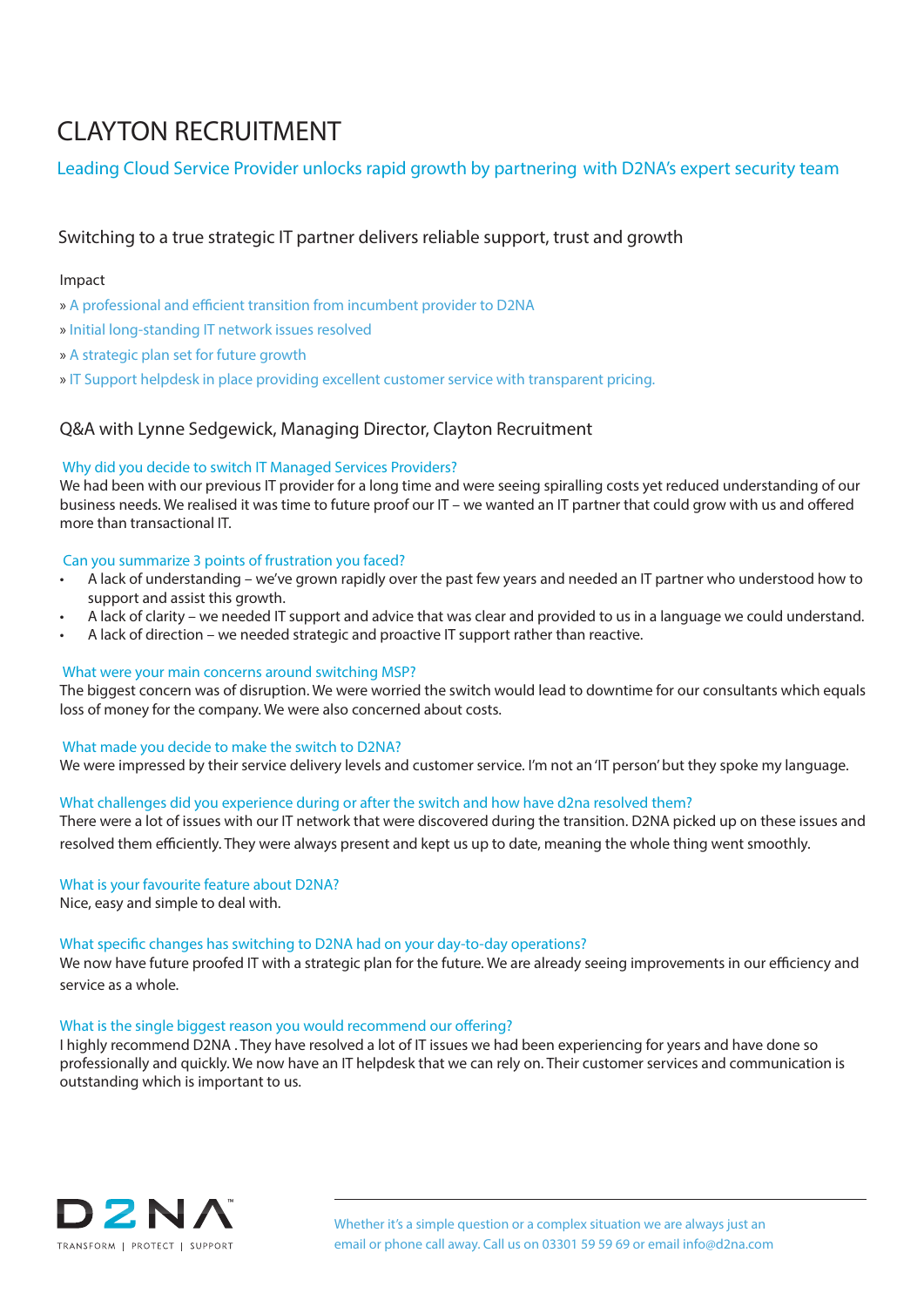# CLAYTON RECRUITMENT

Leading Cloud Service Provider unlocks rapid growth by partnering with D2NA's expert security team

## Switching to a true strategic IT partner delivers reliable support, trust and growth

Impact

» A professional and efficient transition from incumbent provider to D2NA

» Initial long-standing IT network issues resolved

» A strategic plan set for future growth

» IT Support helpdesk in place providing excellent customer service with transparent pricing.

## Q&A with Lynne Sedgewick, Managing Director, Clayton Recruitment

**Why did you decide to switch IT Managed Services Providers?**

We had been with our previous IT provider for a long time and were seeing spiralling costs yet reduced understanding of our business needs. We realised it was time to future proof our IT – we wanted an IT partner that could grow with us and offered more than transactional IT.

**Can you summarize 3 points of frustration you faced?**

- A lack of understanding – we've grown rapidly over the past few years and needed an IT partner who understood how to support and assist this growth.
- A lack of clarity – we needed IT support and advice that was clear and provided to us in a language we could understand.
- A lack of direction – we needed strategic and proactive IT support rather than reactive.

**What were your main concerns around switching MSP?**

The biggest concern was of disruption. We were worried the switch would lead to downtime for our consultants which equals loss of money for the company. We were also concerned about costs.

**What made you decide to make the switch to D2NA?**

We were impressed by their service delivery levels and customer service. I'm not an 'IT person' but they spoke my language.

**What challenges did you experience during or after the switch and how have d2na resolved them?**

There were a lot of issues with our IT network that were discovered during the transition. D2NA picked up on these issues and resolved them efficiently. They were always present and kept us up to date, meaning the whole thing went smoothly.

**What is your favourite feature about D2NA?**

Nice, easy and simple to deal with.

**What specific changes has switching to D2NA had on your day-to-day operations?**

We now have future proofed IT with a strategic plan for the future. We are already seeing improvements in our efficiency and service as a whole.

**What is the single biggest reason you would recommend our offering?**

I highly recommend D2NA . They have resolved a lot of IT issues we had been experiencing for years and have done so professionally and quickly. We now have an IT helpdesk that we can rely on. Their customer services and communication is outstanding which is important to us.

D2NA™
TRANSFORM | PROTECT | SUPPORT

Whether it's a simple question or a complex situation we are always just an email or phone call away. Call us on 03301 59 59 69 or email info@d2na.com